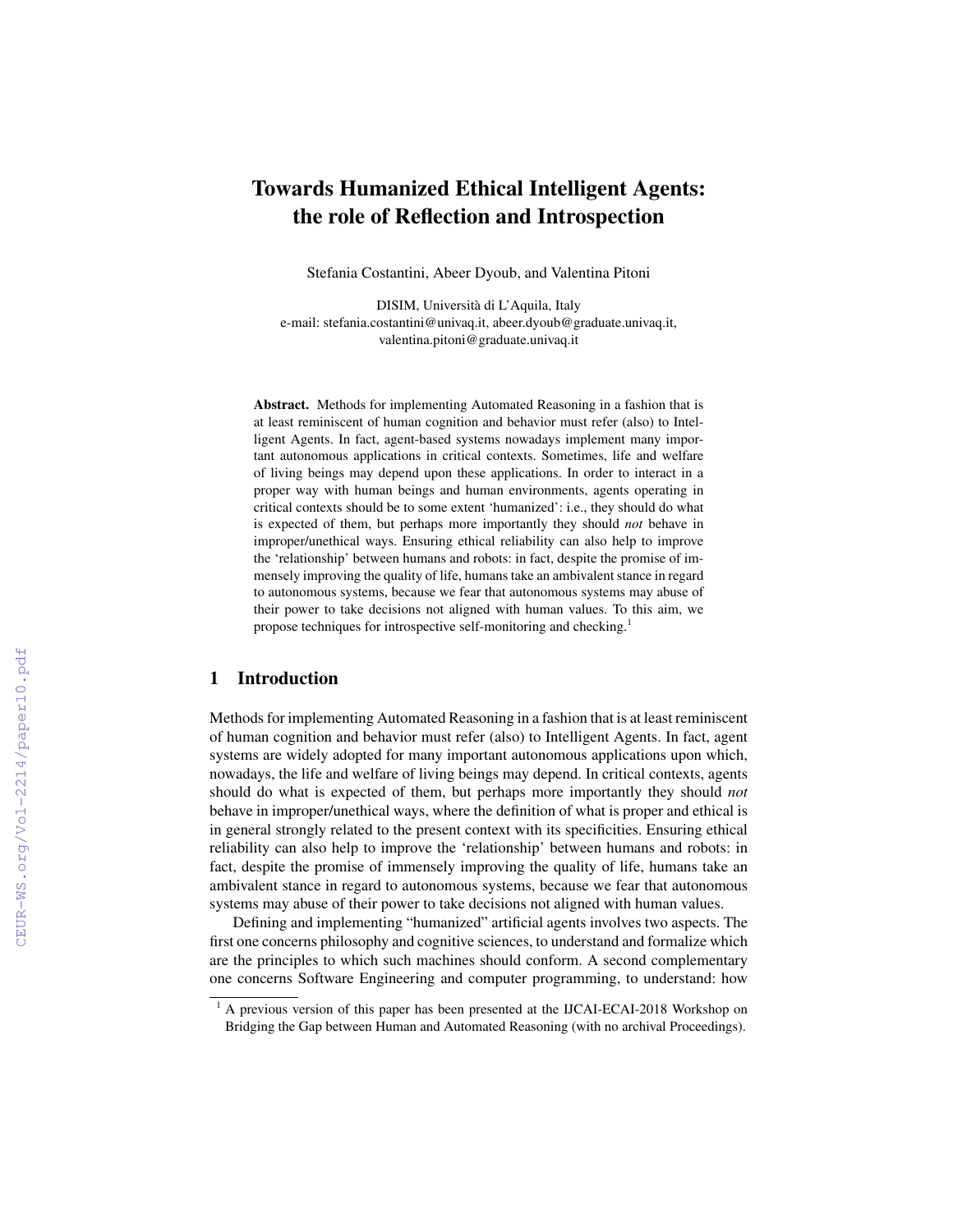# Towards Humanized Ethical Intelligent Agents: the role of Reflection and Introspection

Stefania Costantini, Abeer Dyoub, and Valentina Pitoni

DISIM, Università di L'Aquila, Italy
e-mail: stefania.costantini@univaq.it, abeer.dyoub@graduate.univaq.it, valentina.pitoni@graduate.univaq.it

**Abstract.** Methods for implementing Automated Reasoning in a fashion that is at least reminiscent of human cognition and behavior must refer (also) to Intelligent Agents. In fact, agent-based systems nowadays implement many important autonomous applications in critical contexts. Sometimes, life and welfare of living beings may depend upon these applications. In order to interact in a proper way with human beings and human environments, agents operating in critical contexts should be to some extent 'humanized': i.e., they should do what is expected of them, but perhaps more importantly they should *not* behave in improper/unethical ways. Ensuring ethical reliability can also help to improve the 'relationship' between humans and robots: in fact, despite the promise of immensely improving the quality of life, humans take an ambivalent stance in regard to autonomous systems, because we fear that autonomous systems may abuse of their power to take decisions not aligned with human values. To this aim, we propose techniques for introspective self-monitoring and checking.[1]

## 1 Introduction

Methods for implementing Automated Reasoning in a fashion that is at least reminiscent of human cognition and behavior must refer (also) to Intelligent Agents. In fact, agent systems are widely adopted for many important autonomous applications upon which, nowadays, the life and welfare of living beings may depend. In critical contexts, agents should do what is expected of them, but perhaps more importantly they should *not* behave in improper/unethical ways, where the definition of what is proper and ethical is in general strongly related to the present context with its specificities. Ensuring ethical reliability can also help to improve the 'relationship' between humans and robots: in fact, despite the promise of immensely improving the quality of life, humans take an ambivalent stance in regard to autonomous systems, because we fear that autonomous systems may abuse of their power to take decisions not aligned with human values.

Defining and implementing "humanized" artificial agents involves two aspects. The first one concerns philosophy and cognitive sciences, to understand and formalize which are the principles to which such machines should conform. A second complementary one concerns Software Engineering and computer programming, to understand: how

[1] A previous version of this paper has been presented at the IJCAI-ECAI-2018 Workshop on Bridging the Gap between Human and Automated Reasoning (with no archival Proceedings).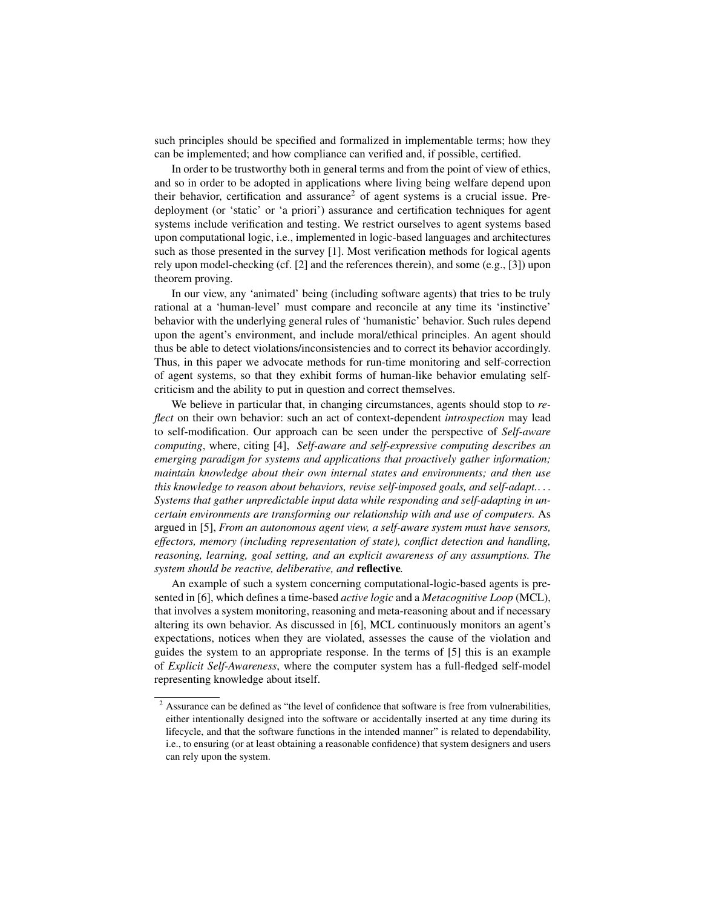such principles should be specified and formalized in implementable terms; how they can be implemented; and how compliance can verified and, if possible, certified.

In order to be trustworthy both in general terms and from the point of view of ethics, and so in order to be adopted in applications where living being welfare depend upon their behavior, certification and assurance[2] of agent systems is a crucial issue. Pre-deployment (or 'static' or 'a priori') assurance and certification techniques for agent systems include verification and testing. We restrict ourselves to agent systems based upon computational logic, i.e., implemented in logic-based languages and architectures such as those presented in the survey [1]. Most verification methods for logical agents rely upon model-checking (cf. [2] and the references therein), and some (e.g., [3]) upon theorem proving.

In our view, any 'animated' being (including software agents) that tries to be truly rational at a 'human-level' must compare and reconcile at any time its 'instinctive' behavior with the underlying general rules of 'humanistic' behavior. Such rules depend upon the agent's environment, and include moral/ethical principles. An agent should thus be able to detect violations/inconsistencies and to correct its behavior accordingly. Thus, in this paper we advocate methods for run-time monitoring and self-correction of agent systems, so that they exhibit forms of human-like behavior emulating self-criticism and the ability to put in question and correct themselves.

We believe in particular that, in changing circumstances, agents should stop to *reflect* on their own behavior: such an act of context-dependent *introspection* may lead to self-modification. Our approach can be seen under the perspective of *Self-aware computing*, where, citing [4], *Self-aware and self-expressive computing describes an emerging paradigm for systems and applications that proactively gather information; maintain knowledge about their own internal states and environments; and then use this knowledge to reason about behaviors, revise self-imposed goals, and self-adapt.... Systems that gather unpredictable input data while responding and self-adapting in uncertain environments are transforming our relationship with and use of computers.* As argued in [5], *From an autonomous agent view, a self-aware system must have sensors, effectors, memory (including representation of state), conflict detection and handling, reasoning, learning, goal setting, and an explicit awareness of any assumptions. The system should be reactive, deliberative, and* ***reflective****.*

An example of such a system concerning computational-logic-based agents is presented in [6], which defines a time-based *active logic* and a *Metacognitive Loop* (MCL), that involves a system monitoring, reasoning and meta-reasoning about and if necessary altering its own behavior. As discussed in [6], MCL continuously monitors an agent's expectations, notices when they are violated, assesses the cause of the violation and guides the system to an appropriate response. In the terms of [5] this is an example of *Explicit Self-Awareness*, where the computer system has a full-fledged self-model representing knowledge about itself.

---

[2] Assurance can be defined as "the level of confidence that software is free from vulnerabilities, either intentionally designed into the software or accidentally inserted at any time during its lifecycle, and that the software functions in the intended manner" is related to dependability, i.e., to ensuring (or at least obtaining a reasonable confidence) that system designers and users can rely upon the system.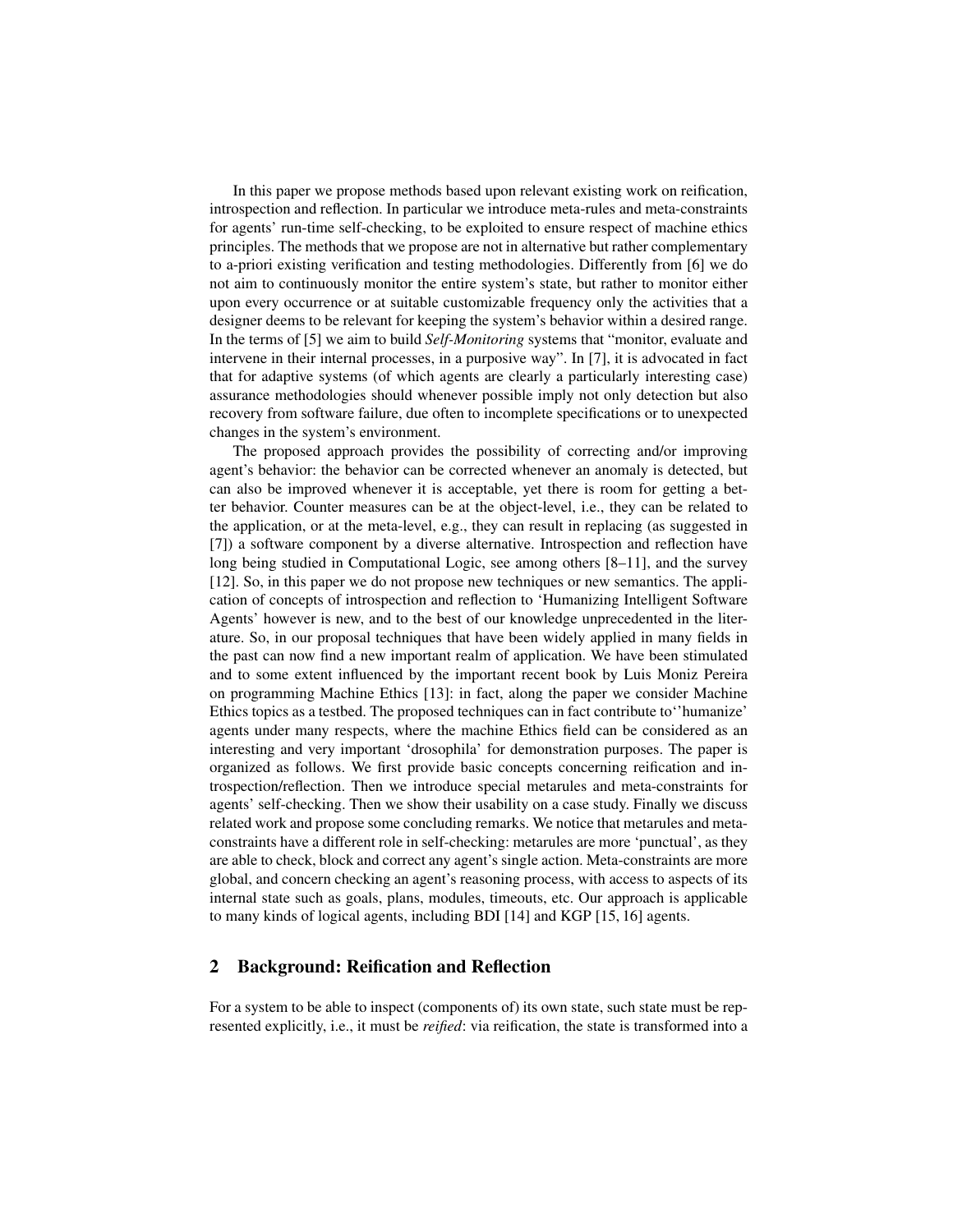In this paper we propose methods based upon relevant existing work on reification, introspection and reflection. In particular we introduce meta-rules and meta-constraints for agents' run-time self-checking, to be exploited to ensure respect of machine ethics principles. The methods that we propose are not in alternative but rather complementary to a-priori existing verification and testing methodologies. Differently from [6] we do not aim to continuously monitor the entire system's state, but rather to monitor either upon every occurrence or at suitable customizable frequency only the activities that a designer deems to be relevant for keeping the system's behavior within a desired range. In the terms of [5] we aim to build *Self-Monitoring* systems that "monitor, evaluate and intervene in their internal processes, in a purposive way". In [7], it is advocated in fact that for adaptive systems (of which agents are clearly a particularly interesting case) assurance methodologies should whenever possible imply not only detection but also recovery from software failure, due often to incomplete specifications or to unexpected changes in the system's environment.

The proposed approach provides the possibility of correcting and/or improving agent's behavior: the behavior can be corrected whenever an anomaly is detected, but can also be improved whenever it is acceptable, yet there is room for getting a better behavior. Counter measures can be at the object-level, i.e., they can be related to the application, or at the meta-level, e.g., they can result in replacing (as suggested in [7]) a software component by a diverse alternative. Introspection and reflection have long being studied in Computational Logic, see among others [8–11], and the survey [12]. So, in this paper we do not propose new techniques or new semantics. The application of concepts of introspection and reflection to 'Humanizing Intelligent Software Agents' however is new, and to the best of our knowledge unprecedented in the literature. So, in our proposal techniques that have been widely applied in many fields in the past can now find a new important realm of application. We have been stimulated and to some extent influenced by the important recent book by Luis Moniz Pereira on programming Machine Ethics [13]: in fact, along the paper we consider Machine Ethics topics as a testbed. The proposed techniques can in fact contribute to''humanize' agents under many respects, where the machine Ethics field can be considered as an interesting and very important 'drosophila' for demonstration purposes. The paper is organized as follows. We first provide basic concepts concerning reification and introspection/reflection. Then we introduce special metarules and meta-constraints for agents' self-checking. Then we show their usability on a case study. Finally we discuss related work and propose some concluding remarks. We notice that metarules and meta-constraints have a different role in self-checking: metarules are more 'punctual', as they are able to check, block and correct any agent's single action. Meta-constraints are more global, and concern checking an agent's reasoning process, with access to aspects of its internal state such as goals, plans, modules, timeouts, etc. Our approach is applicable to many kinds of logical agents, including BDI [14] and KGP [15, 16] agents.

## 2 Background: Reification and Reflection

For a system to be able to inspect (components of) its own state, such state must be represented explicitly, i.e., it must be *reified*: via reification, the state is transformed into a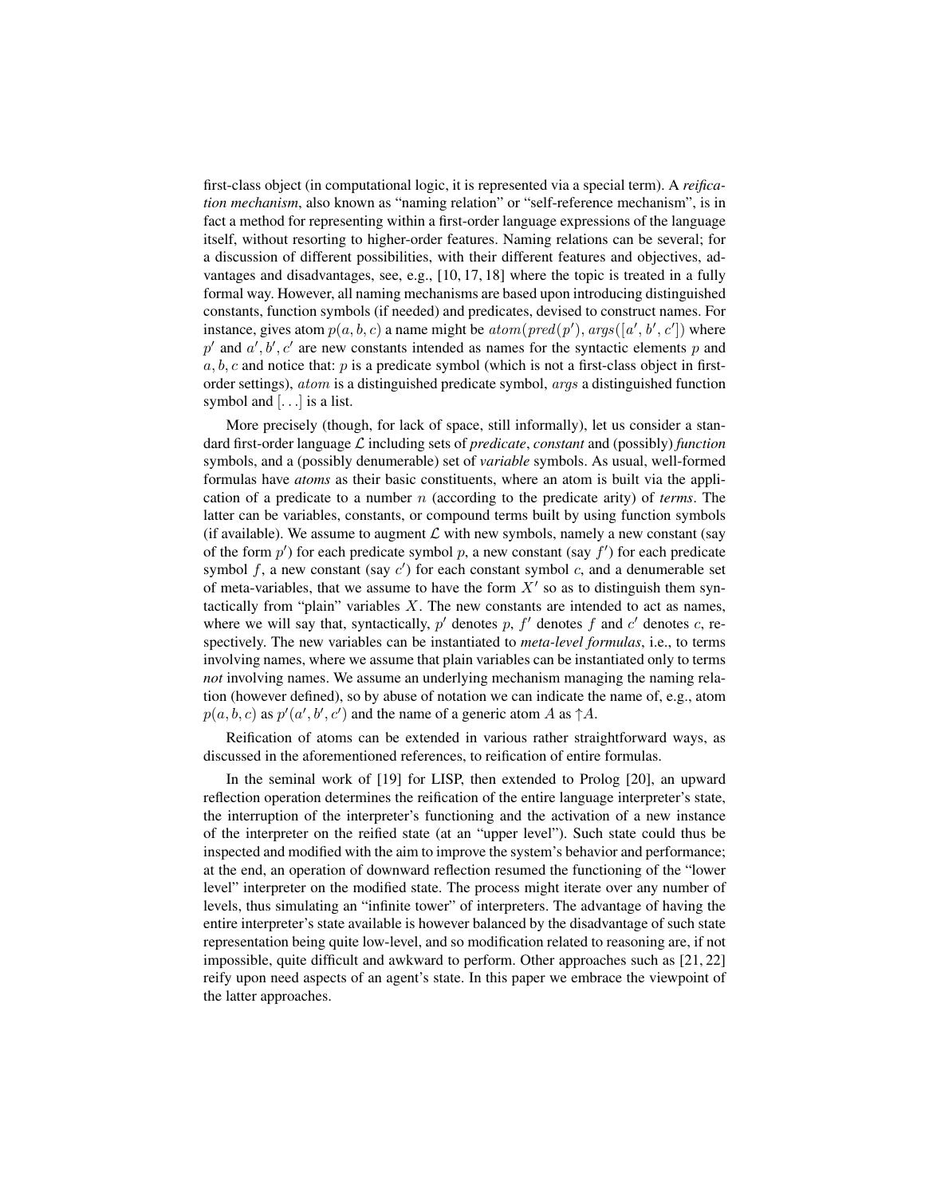first-class object (in computational logic, it is represented via a special term). A *reification mechanism*, also known as "naming relation" or "self-reference mechanism", is in fact a method for representing within a first-order language expressions of the language itself, without resorting to higher-order features. Naming relations can be several; for a discussion of different possibilities, with their different features and objectives, advantages and disadvantages, see, e.g., [10, 17, 18] where the topic is treated in a fully formal way. However, all naming mechanisms are based upon introducing distinguished constants, function symbols (if needed) and predicates, devised to construct names. For instance, gives atom $p(a, b, c)$ a name might be $atom(pred(p'), args([a', b', c'])$ where $p'$ and $a', b', c'$ are new constants intended as names for the syntactic elements $p$ and $a, b, c$ and notice that: $p$ is a predicate symbol (which is not a first-class object in first-order settings), $atom$ is a distinguished predicate symbol, $args$ a distinguished function symbol and $[\ldots]$ is a list.

More precisely (though, for lack of space, still informally), let us consider a standard first-order language $\mathcal{L}$ including sets of *predicate*, *constant* and (possibly) *function* symbols, and a (possibly denumerable) set of *variable* symbols. As usual, well-formed formulas have *atoms* as their basic constituents, where an atom is built via the application of a predicate to a number $n$ (according to the predicate arity) of *terms*. The latter can be variables, constants, or compound terms built by using function symbols (if available). We assume to augment $\mathcal{L}$ with new symbols, namely a new constant (say of the form $p'$) for each predicate symbol $p$, a new constant (say $f'$) for each predicate symbol $f$, a new constant (say $c'$) for each constant symbol $c$, and a denumerable set of meta-variables, that we assume to have the form $X'$ so as to distinguish them syntactically from "plain" variables $X$. The new constants are intended to act as names, where we will say that, syntactically, $p'$ denotes $p$, $f'$ denotes $f$ and $c'$ denotes $c$, respectively. The new variables can be instantiated to *meta-level formulas*, i.e., to terms involving names, where we assume that plain variables can be instantiated only to terms *not* involving names. We assume an underlying mechanism managing the naming relation (however defined), so by abuse of notation we can indicate the name of, e.g., atom $p(a, b, c)$ as $p'(a', b', c')$ and the name of a generic atom $A$ as $\uparrow A$.

Reification of atoms can be extended in various rather straightforward ways, as discussed in the aforementioned references, to reification of entire formulas.

In the seminal work of [19] for LISP, then extended to Prolog [20], an upward reflection operation determines the reification of the entire language interpreter's state, the interruption of the interpreter's functioning and the activation of a new instance of the interpreter on the reified state (at an "upper level"). Such state could thus be inspected and modified with the aim to improve the system's behavior and performance; at the end, an operation of downward reflection resumed the functioning of the "lower level" interpreter on the modified state. The process might iterate over any number of levels, thus simulating an "infinite tower" of interpreters. The advantage of having the entire interpreter's state available is however balanced by the disadvantage of such state representation being quite low-level, and so modification related to reasoning are, if not impossible, quite difficult and awkward to perform. Other approaches such as [21, 22] reify upon need aspects of an agent's state. In this paper we embrace the viewpoint of the latter approaches.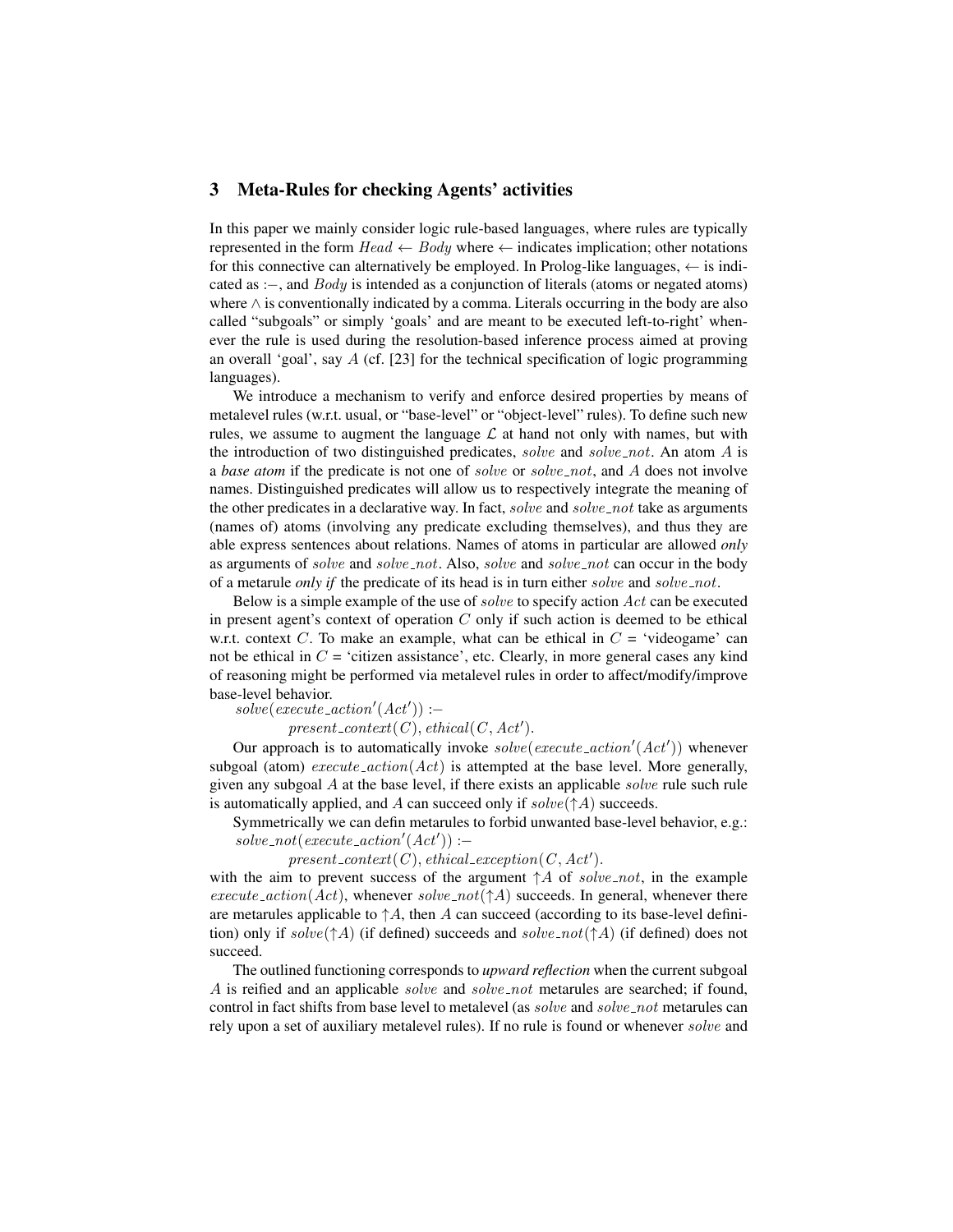## 3 Meta-Rules for checking Agents' activities

In this paper we mainly consider logic rule-based languages, where rules are typically represented in the form $Head \leftarrow Body$ where $\leftarrow$ indicates implication; other notations for this connective can alternatively be employed. In Prolog-like languages, $\leftarrow$ is indicated as $:-$, and $Body$ is intended as a conjunction of literals (atoms or negated atoms) where $\wedge$ is conventionally indicated by a comma. Literals occurring in the body are also called "subgoals" or simply 'goals' and are meant to be executed left-to-right' whenever the rule is used during the resolution-based inference process aimed at proving an overall 'goal', say $A$ (cf. [23] for the technical specification of logic programming languages).

We introduce a mechanism to verify and enforce desired properties by means of metalevel rules (w.r.t. usual, or "base-level" or "object-level" rules). To define such new rules, we assume to augment the language $\mathcal{L}$ at hand not only with names, but with the introduction of two distinguished predicates, $solve$ and $solve\_not$. An atom $A$ is a *base atom* if the predicate is not one of $solve$ or $solve\_not$, and $A$ does not involve names. Distinguished predicates will allow us to respectively integrate the meaning of the other predicates in a declarative way. In fact, $solve$ and $solve\_not$ take as arguments (names of) atoms (involving any predicate excluding themselves), and thus they are able express sentences about relations. Names of atoms in particular are allowed *only* as arguments of $solve$ and $solve\_not$. Also, $solve$ and $solve\_not$ can occur in the body of a metarule *only if* the predicate of its head is in turn either $solve$ and $solve\_not$.

Below is a simple example of the use of $solve$ to specify action $Act$ can be executed in present agent's context of operation $C$ only if such action is deemed to be ethical w.r.t. context $C$. To make an example, what can be ethical in $C$ = 'videogame' can not be ethical in $C$ = 'citizen assistance', etc. Clearly, in more general cases any kind of reasoning might be performed via metalevel rules in order to affect/modify/improve base-level behavior.

$solve(execute\_action'(Act')) :-$
$\quad present\_context(C), ethical(C, Act').$

Our approach is to automatically invoke $solve(execute\_action'(Act'))$ whenever subgoal (atom) $execute\_action(Act)$ is attempted at the base level. More generally, given any subgoal $A$ at the base level, if there exists an applicable $solve$ rule such rule is automatically applied, and $A$ can succeed only if $solve(\uparrow A)$ succeeds.

Symmetrically we can defin metarules to forbid unwanted base-level behavior, e.g.:

$solve\_not(execute\_action'(Act')) :-$
$\quad present\_context(C), ethical\_exception(C, Act').$

with the aim to prevent success of the argument $\uparrow A$ of $solve\_not$, in the example $execute\_action(Act)$, whenever $solve\_not(\uparrow A)$ succeeds. In general, whenever there are metarules applicable to $\uparrow A$, then $A$ can succeed (according to its base-level definition) only if $solve(\uparrow A)$ (if defined) succeeds and $solve\_not(\uparrow A)$ (if defined) does not succeed.

The outlined functioning corresponds to *upward reflection* when the current subgoal $A$ is reified and an applicable $solve$ and $solve\_not$ metarules are searched; if found, control in fact shifts from base level to metalevel (as $solve$ and $solve\_not$ metarules can rely upon a set of auxiliary metalevel rules). If no rule is found or whenever $solve$ and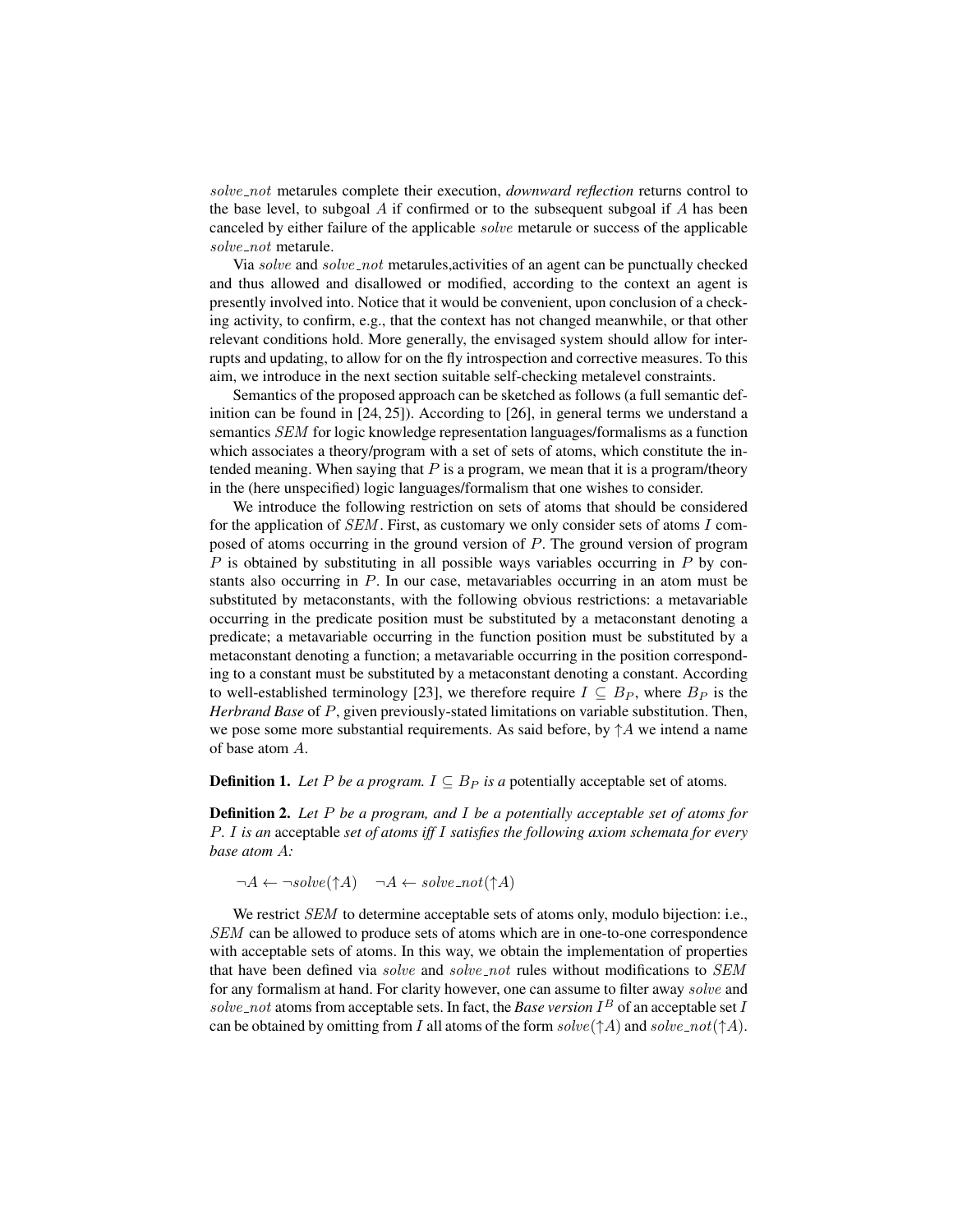*solve_not* metarules complete their execution, ***downward reflection*** returns control to the base level, to subgoal $A$ if confirmed or to the subsequent subgoal if $A$ has been canceled by either failure of the applicable *solve* metarule or success of the applicable *solve_not* metarule.

Via *solve* and *solve_not* metarules,activities of an agent can be punctually checked and thus allowed and disallowed or modified, according to the context an agent is presently involved into. Notice that it would be convenient, upon conclusion of a checking activity, to confirm, e.g., that the context has not changed meanwhile, or that other relevant conditions hold. More generally, the envisaged system should allow for interrupts and updating, to allow for on the fly introspection and corrective measures. To this aim, we introduce in the next section suitable self-checking metalevel constraints.

Semantics of the proposed approach can be sketched as follows (a full semantic definition can be found in [24, 25]). According to [26], in general terms we understand a semantics *SEM* for logic knowledge representation languages/formalisms as a function which associates a theory/program with a set of sets of atoms, which constitute the intended meaning. When saying that $P$ is a program, we mean that it is a program/theory in the (here unspecified) logic languages/formalism that one wishes to consider.

We introduce the following restriction on sets of atoms that should be considered for the application of *SEM*. First, as customary we only consider sets of atoms $I$ composed of atoms occurring in the ground version of $P$. The ground version of program $P$ is obtained by substituting in all possible ways variables occurring in $P$ by constants also occurring in $P$. In our case, metavariables occurring in an atom must be substituted by metaconstants, with the following obvious restrictions: a metavariable occurring in the predicate position must be substituted by a metaconstant denoting a predicate; a metavariable occurring in the function position must be substituted by a metaconstant denoting a function; a metavariable occurring in the position corresponding to a constant must be substituted by a metaconstant denoting a constant. According to well-established terminology [23], we therefore require $I \subseteq B_P$, where $B_P$ is the ***Herbrand Base*** of $P$, given previously-stated limitations on variable substitution. Then, we pose some more substantial requirements. As said before, by $\uparrow A$ we intend a name of base atom $A$.

**Definition 1.** *Let $P$ be a program. $I \subseteq B_P$ is a* potentially acceptable set of atoms*.*

**Definition 2.** *Let $P$ be a program, and $I$ be a potentially acceptable set of atoms for $P$. $I$ is an* acceptable *set of atoms iff $I$ satisfies the following axiom schemata for every base atom $A$:*

$$\neg A \leftarrow \neg solve(\uparrow A) \quad \neg A \leftarrow solve\_not(\uparrow A)$$

We restrict *SEM* to determine acceptable sets of atoms only, modulo bijection: i.e., *SEM* can be allowed to produce sets of atoms which are in one-to-one correspondence with acceptable sets of atoms. In this way, we obtain the implementation of properties that have been defined via *solve* and *solve_not* rules without modifications to *SEM* for any formalism at hand. For clarity however, one can assume to filter away *solve* and *solve_not* atoms from acceptable sets. In fact, the ***Base version*** $I^B$ of an acceptable set $I$ can be obtained by omitting from $I$ all atoms of the form $solve(\uparrow A)$ and $solve\_not(\uparrow A)$.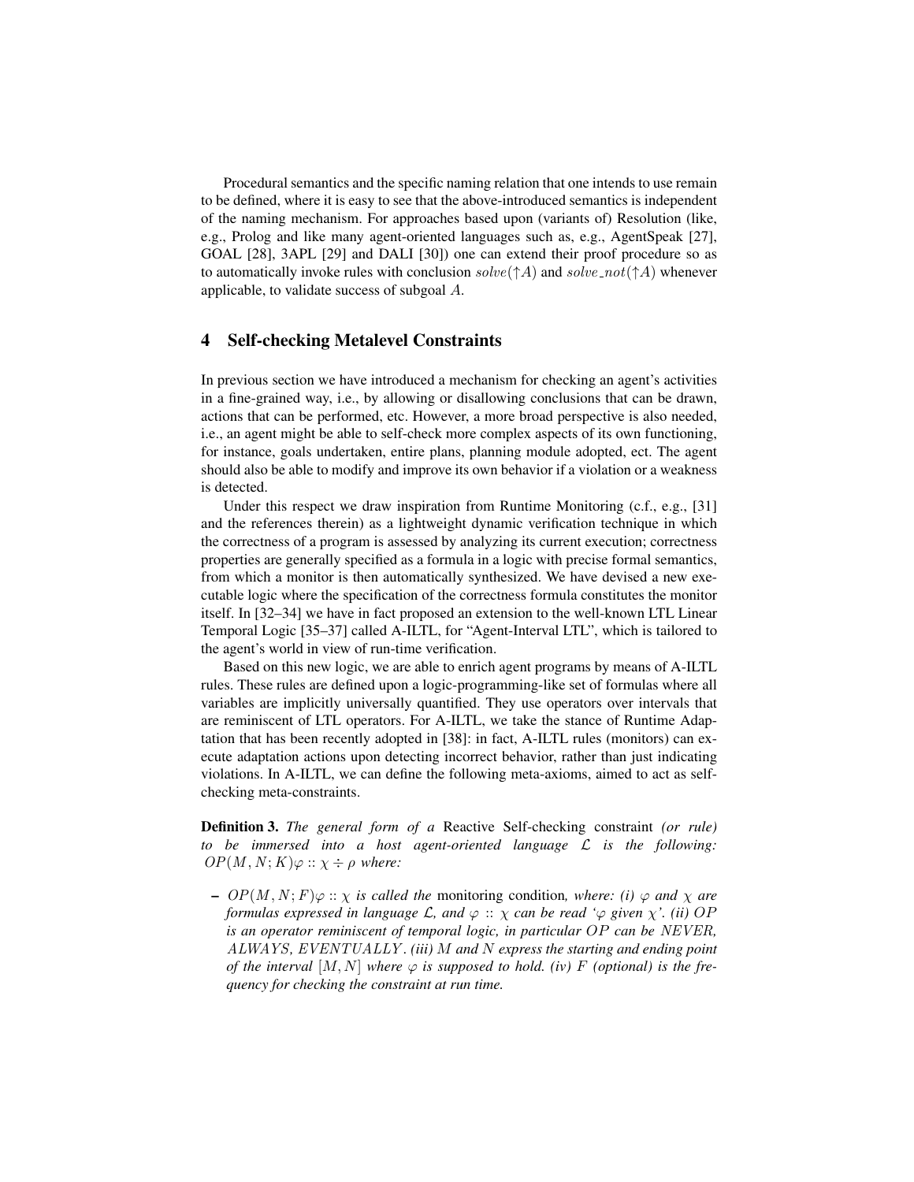Procedural semantics and the specific naming relation that one intends to use remain to be defined, where it is easy to see that the above-introduced semantics is independent of the naming mechanism. For approaches based upon (variants of) Resolution (like, e.g., Prolog and like many agent-oriented languages such as, e.g., AgentSpeak [27], GOAL [28], 3APL [29] and DALI [30]) one can extend their proof procedure so as to automatically invoke rules with conclusion $solve(\uparrow A)$ and $solve\_not(\uparrow A)$ whenever applicable, to validate success of subgoal $A$.

## 4 Self-checking Metalevel Constraints

In previous section we have introduced a mechanism for checking an agent's activities in a fine-grained way, i.e., by allowing or disallowing conclusions that can be drawn, actions that can be performed, etc. However, a more broad perspective is also needed, i.e., an agent might be able to self-check more complex aspects of its own functioning, for instance, goals undertaken, entire plans, planning module adopted, ect. The agent should also be able to modify and improve its own behavior if a violation or a weakness is detected.

Under this respect we draw inspiration from Runtime Monitoring (c.f., e.g., [31] and the references therein) as a lightweight dynamic verification technique in which the correctness of a program is assessed by analyzing its current execution; correctness properties are generally specified as a formula in a logic with precise formal semantics, from which a monitor is then automatically synthesized. We have devised a new executable logic where the specification of the correctness formula constitutes the monitor itself. In [32–34] we have in fact proposed an extension to the well-known LTL Linear Temporal Logic [35–37] called A-ILTL, for "Agent-Interval LTL", which is tailored to the agent's world in view of run-time verification.

Based on this new logic, we are able to enrich agent programs by means of A-ILTL rules. These rules are defined upon a logic-programming-like set of formulas where all variables are implicitly universally quantified. They use operators over intervals that are reminiscent of LTL operators. For A-ILTL, we take the stance of Runtime Adaptation that has been recently adopted in [38]: in fact, A-ILTL rules (monitors) can execute adaptation actions upon detecting incorrect behavior, rather than just indicating violations. In A-ILTL, we can define the following meta-axioms, aimed to act as self-checking meta-constraints.

**Definition 3.** *The general form of a* Reactive Self-checking constraint *(or rule) to be immersed into a host agent-oriented language $\mathcal{L}$ is the following:* $OP(M, N; K)\varphi :: \chi \div \rho$ *where:*

– $OP(M, N; F)\varphi :: \chi$ *is called the* monitoring condition*, where: (i) $\varphi$ and $\chi$ are formulas expressed in language $\mathcal{L}$, and $\varphi :: \chi$ can be read '$\varphi$ given $\chi$'. (ii) $OP$ is an operator reminiscent of temporal logic, in particular $OP$ can be $NEVER$, $ALWAYS$, $EVENTUALLY$. (iii) $M$ and $N$ express the starting and ending point of the interval $[M, N]$ where $\varphi$ is supposed to hold. (iv) $F$ (optional) is the frequency for checking the constraint at run time.*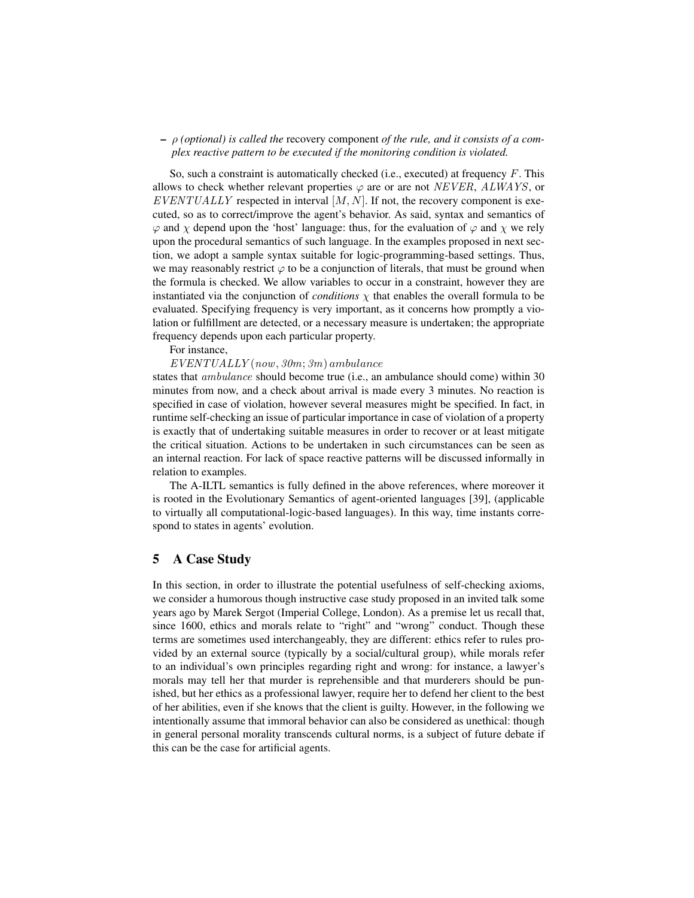– $\rho$ *(optional) is called the* recovery component *of the rule, and it consists of a complex reactive pattern to be executed if the monitoring condition is violated.*

So, such a constraint is automatically checked (i.e., executed) at frequency $F$. This allows to check whether relevant properties $\varphi$ are or are not $NEVER$, $ALWAYS$, or $EVENTUALLY$ respected in interval $[M, N]$. If not, the recovery component is executed, so as to correct/improve the agent's behavior. As said, syntax and semantics of $\varphi$ and $\chi$ depend upon the 'host' language: thus, for the evaluation of $\varphi$ and $\chi$ we rely upon the procedural semantics of such language. In the examples proposed in next section, we adopt a sample syntax suitable for logic-programming-based settings. Thus, we may reasonably restrict $\varphi$ to be a conjunction of literals, that must be ground when the formula is checked. We allow variables to occur in a constraint, however they are instantiated via the conjunction of *conditions* $\chi$ that enables the overall formula to be evaluated. Specifying frequency is very important, as it concerns how promptly a violation or fulfillment are detected, or a necessary measure is undertaken; the appropriate frequency depends upon each particular property.

For instance,

$EVENTUALLY(now, 30m; 3m)\, ambulance$

states that $ambulance$ should become true (i.e., an ambulance should come) within 30 minutes from now, and a check about arrival is made every 3 minutes. No reaction is specified in case of violation, however several measures might be specified. In fact, in runtime self-checking an issue of particular importance in case of violation of a property is exactly that of undertaking suitable measures in order to recover or at least mitigate the critical situation. Actions to be undertaken in such circumstances can be seen as an internal reaction. For lack of space reactive patterns will be discussed informally in relation to examples.

The A-ILTL semantics is fully defined in the above references, where moreover it is rooted in the Evolutionary Semantics of agent-oriented languages [39], (applicable to virtually all computational-logic-based languages). In this way, time instants correspond to states in agents' evolution.

## 5 A Case Study

In this section, in order to illustrate the potential usefulness of self-checking axioms, we consider a humorous though instructive case study proposed in an invited talk some years ago by Marek Sergot (Imperial College, London). As a premise let us recall that, since 1600, ethics and morals relate to "right" and "wrong" conduct. Though these terms are sometimes used interchangeably, they are different: ethics refer to rules provided by an external source (typically by a social/cultural group), while morals refer to an individual's own principles regarding right and wrong: for instance, a lawyer's morals may tell her that murder is reprehensible and that murderers should be punished, but her ethics as a professional lawyer, require her to defend her client to the best of her abilities, even if she knows that the client is guilty. However, in the following we intentionally assume that immoral behavior can also be considered as unethical: though in general personal morality transcends cultural norms, is a subject of future debate if this can be the case for artificial agents.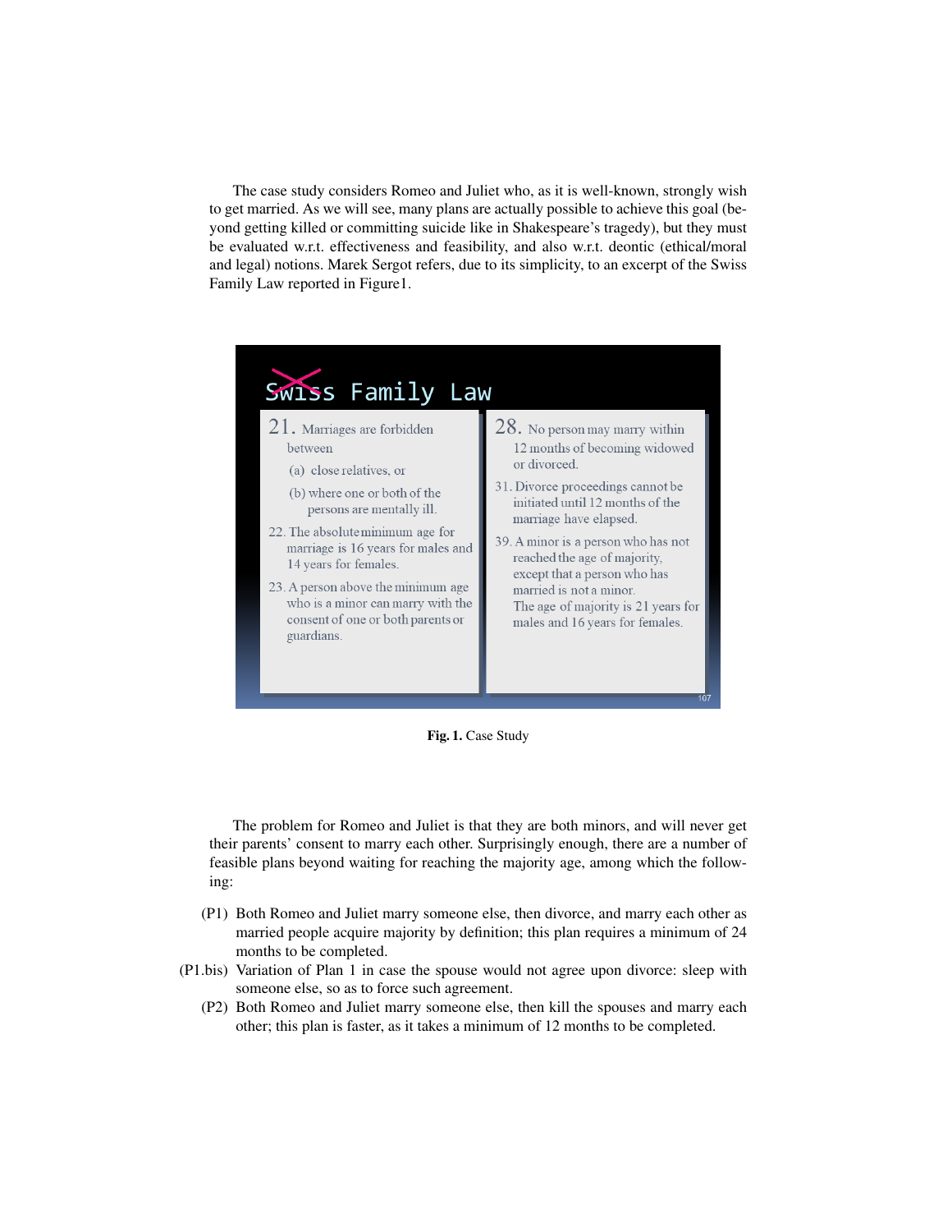The case study considers Romeo and Juliet who, as it is well-known, strongly wish to get married. As we will see, many plans are actually possible to achieve this goal (beyond getting killed or committing suicide like in Shakespeare's tragedy), but they must be evaluated w.r.t. effectiveness and feasibility, and also w.r.t. deontic (ethical/moral and legal) notions. Marek Sergot refers, due to its simplicity, to an excerpt of the Swiss Family Law reported in Figure1.

Swiss Family Law

21. Marriages are forbidden between
   (a) close relatives, or
   (b) where one or both of the persons are mentally ill.

22. The absolute minimum age for marriage is 16 years for males and 14 years for females.

23. A person above the minimum age who is a minor can marry with the consent of one or both parents or guardians.

28. No person may marry within 12 months of becoming widowed or divorced.

31. Divorce proceedings cannot be initiated until 12 months of the marriage have elapsed.

39. A minor is a person who has not reached the age of majority, except that a person who has married is not a minor. The age of majority is 21 years for males and 16 years for females.

**Fig. 1.** Case Study

The problem for Romeo and Juliet is that they are both minors, and will never get their parents' consent to marry each other. Surprisingly enough, there are a number of feasible plans beyond waiting for reaching the majority age, among which the following:

- (P1) Both Romeo and Juliet marry someone else, then divorce, and marry each other as married people acquire majority by definition; this plan requires a minimum of 24 months to be completed.
- (P1.bis) Variation of Plan 1 in case the spouse would not agree upon divorce: sleep with someone else, so as to force such agreement.
- (P2) Both Romeo and Juliet marry someone else, then kill the spouses and marry each other; this plan is faster, as it takes a minimum of 12 months to be completed.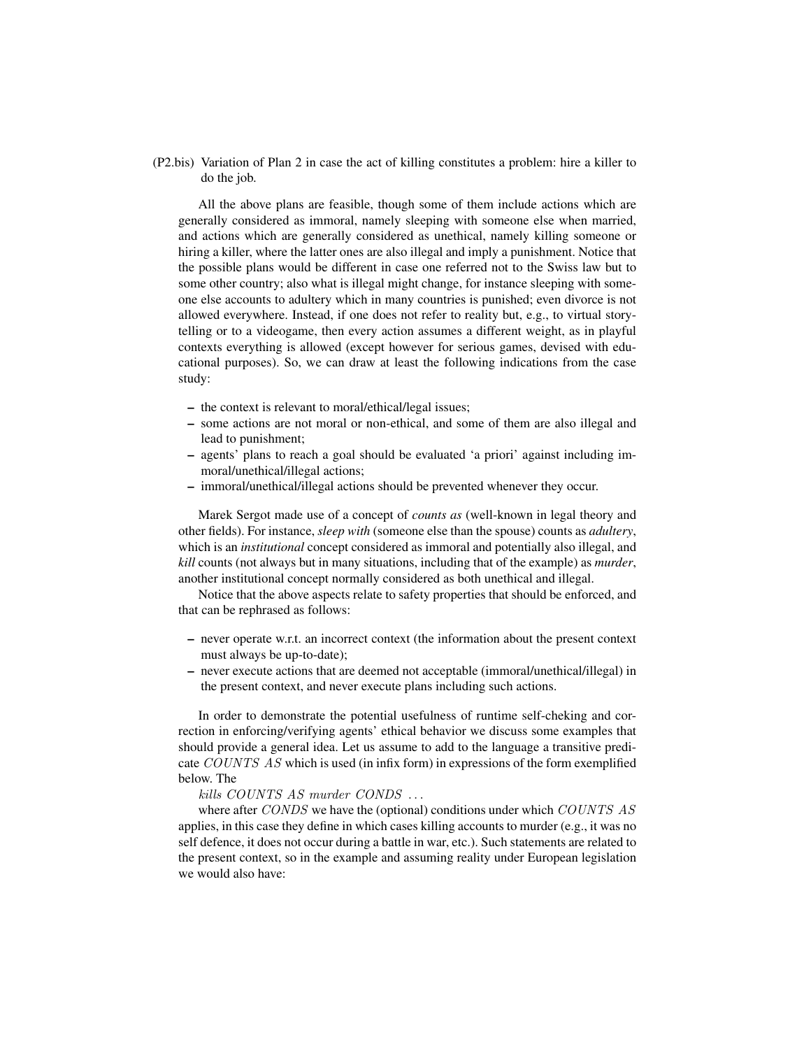(P2.bis) Variation of Plan 2 in case the act of killing constitutes a problem: hire a killer to do the job.

All the above plans are feasible, though some of them include actions which are generally considered as immoral, namely sleeping with someone else when married, and actions which are generally considered as unethical, namely killing someone or hiring a killer, where the latter ones are also illegal and imply a punishment. Notice that the possible plans would be different in case one referred not to the Swiss law but to some other country; also what is illegal might change, for instance sleeping with someone else accounts to adultery which in many countries is punished; even divorce is not allowed everywhere. Instead, if one does not refer to reality but, e.g., to virtual storytelling or to a videogame, then every action assumes a different weight, as in playful contexts everything is allowed (except however for serious games, devised with educational purposes). So, we can draw at least the following indications from the case study:

- the context is relevant to moral/ethical/legal issues;
- some actions are not moral or non-ethical, and some of them are also illegal and lead to punishment;
- agents' plans to reach a goal should be evaluated 'a priori' against including immoral/unethical/illegal actions;
- immoral/unethical/illegal actions should be prevented whenever they occur.

Marek Sergot made use of a concept of *counts as* (well-known in legal theory and other fields). For instance, *sleep with* (someone else than the spouse) counts as *adultery*, which is an *institutional* concept considered as immoral and potentially also illegal, and *kill* counts (not always but in many situations, including that of the example) as *murder*, another institutional concept normally considered as both unethical and illegal.

Notice that the above aspects relate to safety properties that should be enforced, and that can be rephrased as follows:

- never operate w.r.t. an incorrect context (the information about the present context must always be up-to-date);
- never execute actions that are deemed not acceptable (immoral/unethical/illegal) in the present context, and never execute plans including such actions.

In order to demonstrate the potential usefulness of runtime self-cheking and correction in enforcing/verifying agents' ethical behavior we discuss some examples that should provide a general idea. Let us assume to add to the language a transitive predicate $COUNTS\ AS$ which is used (in infix form) in expressions of the form exemplified below. The

$kills\ COUNTS\ AS\ murder\ CONDS\ \ldots$

where after $CONDS$ we have the (optional) conditions under which $COUNTS\ AS$ applies, in this case they define in which cases killing accounts to murder (e.g., it was no self defence, it does not occur during a battle in war, etc.). Such statements are related to the present context, so in the example and assuming reality under European legislation we would also have: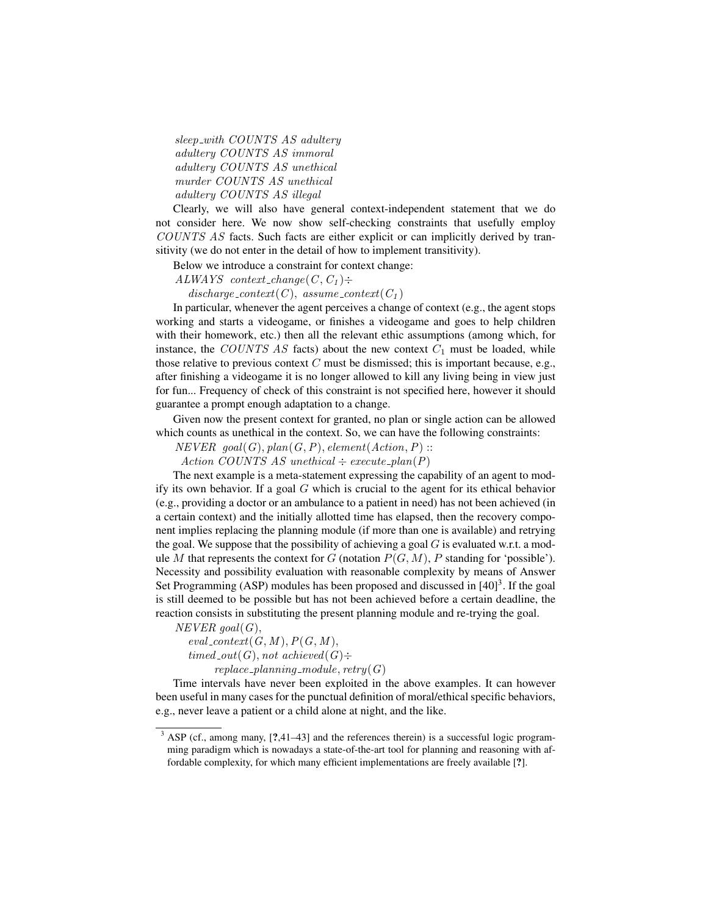$sleep\_with$ $COUNTS\ AS$ $adultery$
$adultery$ $COUNTS\ AS$ $immoral$
$adultery$ $COUNTS\ AS$ $unethical$
$murder$ $COUNTS\ AS$ $unethical$
$adultery$ $COUNTS\ AS$ $illegal$

Clearly, we will also have general context-independent statement that we do not consider here. We now show self-checking constraints that usefully employ $COUNTS\ AS$ facts. Such facts are either explicit or can implicitly derived by transitivity (we do not enter in the detail of how to implement transitivity).

Below we introduce a constraint for context change:

$ALWAYS\ \ context\_change(C, C_1) \div$
$\quad discharge\_context(C),\ assume\_context(C_1)$

In particular, whenever the agent perceives a change of context (e.g., the agent stops working and starts a videogame, or finishes a videogame and goes to help children with their homework, etc.) then all the relevant ethic assumptions (among which, for instance, the $COUNTS\ AS$ facts) about the new context $C_1$ must be loaded, while those relative to previous context $C$ must be dismissed; this is important because, e.g., after finishing a videogame it is no longer allowed to kill any living being in view just for fun... Frequency of check of this constraint is not specified here, however it should guarantee a prompt enough adaptation to a change.

Given now the present context for granted, no plan or single action can be allowed which counts as unethical in the context. So, we can have the following constraints:

$NEVER\ \ goal(G), plan(G, P), element(Action, P) ::$
$\quad Action\ COUNTS\ AS\ unethical \div execute\_plan(P)$

The next example is a meta-statement expressing the capability of an agent to modify its own behavior. If a goal $G$ which is crucial to the agent for its ethical behavior (e.g., providing a doctor or an ambulance to a patient in need) has not been achieved (in a certain context) and the initially allotted time has elapsed, then the recovery component implies replacing the planning module (if more than one is available) and retrying the goal. We suppose that the possibility of achieving a goal $G$ is evaluated w.r.t. a module $M$ that represents the context for $G$ (notation $P(G, M)$, $P$ standing for 'possible'). Necessity and possibility evaluation with reasonable complexity by means of Answer Set Programming (ASP) modules has been proposed and discussed in [40][3]. If the goal is still deemed to be possible but has not been achieved before a certain deadline, the reaction consists in substituting the present planning module and re-trying the goal.

$NEVER\ goal(G),$
$\quad eval\_context(G, M), P(G, M),$
$\quad timed\_out(G), not\ achieved(G) \div$
$\qquad replace\_planning\_module, retry(G)$

Time intervals have never been exploited in the above examples. It can however been useful in many cases for the punctual definition of moral/ethical specific behaviors, e.g., never leave a patient or a child alone at night, and the like.

---

[3] ASP (cf., among many, [?,41–43] and the references therein) is a successful logic programming paradigm which is nowadays a state-of-the-art tool for planning and reasoning with affordable complexity, for which many efficient implementations are freely available [?].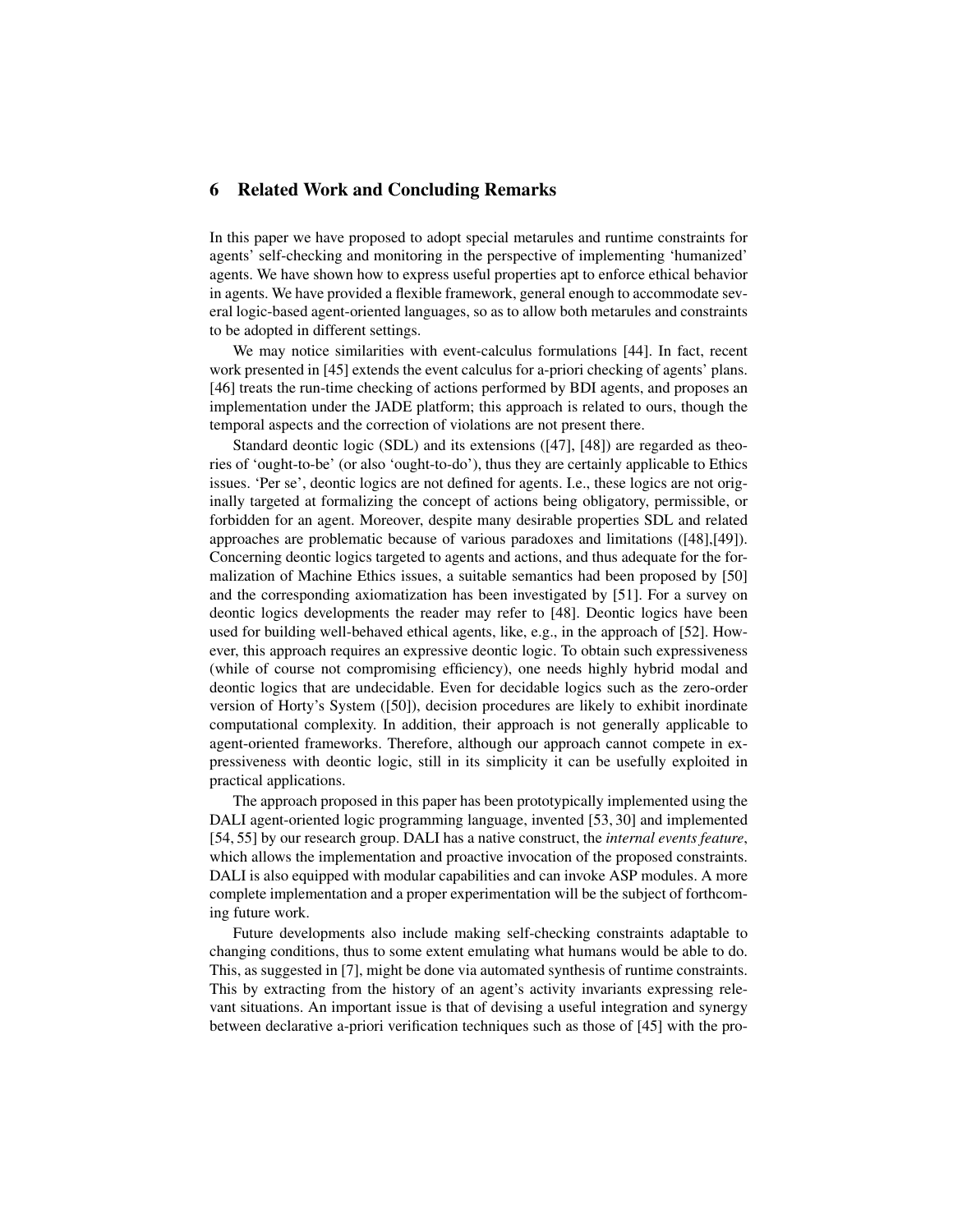## 6 Related Work and Concluding Remarks

In this paper we have proposed to adopt special metarules and runtime constraints for agents' self-checking and monitoring in the perspective of implementing 'humanized' agents. We have shown how to express useful properties apt to enforce ethical behavior in agents. We have provided a flexible framework, general enough to accommodate several logic-based agent-oriented languages, so as to allow both metarules and constraints to be adopted in different settings.

We may notice similarities with event-calculus formulations [44]. In fact, recent work presented in [45] extends the event calculus for a-priori checking of agents' plans. [46] treats the run-time checking of actions performed by BDI agents, and proposes an implementation under the JADE platform; this approach is related to ours, though the temporal aspects and the correction of violations are not present there.

Standard deontic logic (SDL) and its extensions ([47], [48]) are regarded as theories of 'ought-to-be' (or also 'ought-to-do'), thus they are certainly applicable to Ethics issues. 'Per se', deontic logics are not defined for agents. I.e., these logics are not originally targeted at formalizing the concept of actions being obligatory, permissible, or forbidden for an agent. Moreover, despite many desirable properties SDL and related approaches are problematic because of various paradoxes and limitations ([48],[49]). Concerning deontic logics targeted to agents and actions, and thus adequate for the formalization of Machine Ethics issues, a suitable semantics had been proposed by [50] and the corresponding axiomatization has been investigated by [51]. For a survey on deontic logics developments the reader may refer to [48]. Deontic logics have been used for building well-behaved ethical agents, like, e.g., in the approach of [52]. However, this approach requires an expressive deontic logic. To obtain such expressiveness (while of course not compromising efficiency), one needs highly hybrid modal and deontic logics that are undecidable. Even for decidable logics such as the zero-order version of Horty's System ([50]), decision procedures are likely to exhibit inordinate computational complexity. In addition, their approach is not generally applicable to agent-oriented frameworks. Therefore, although our approach cannot compete in expressiveness with deontic logic, still in its simplicity it can be usefully exploited in practical applications.

The approach proposed in this paper has been prototypically implemented using the DALI agent-oriented logic programming language, invented [53, 30] and implemented [54, 55] by our research group. DALI has a native construct, the *internal events feature*, which allows the implementation and proactive invocation of the proposed constraints. DALI is also equipped with modular capabilities and can invoke ASP modules. A more complete implementation and a proper experimentation will be the subject of forthcoming future work.

Future developments also include making self-checking constraints adaptable to changing conditions, thus to some extent emulating what humans would be able to do. This, as suggested in [7], might be done via automated synthesis of runtime constraints. This by extracting from the history of an agent's activity invariants expressing relevant situations. An important issue is that of devising a useful integration and synergy between declarative a-priori verification techniques such as those of [45] with the pro-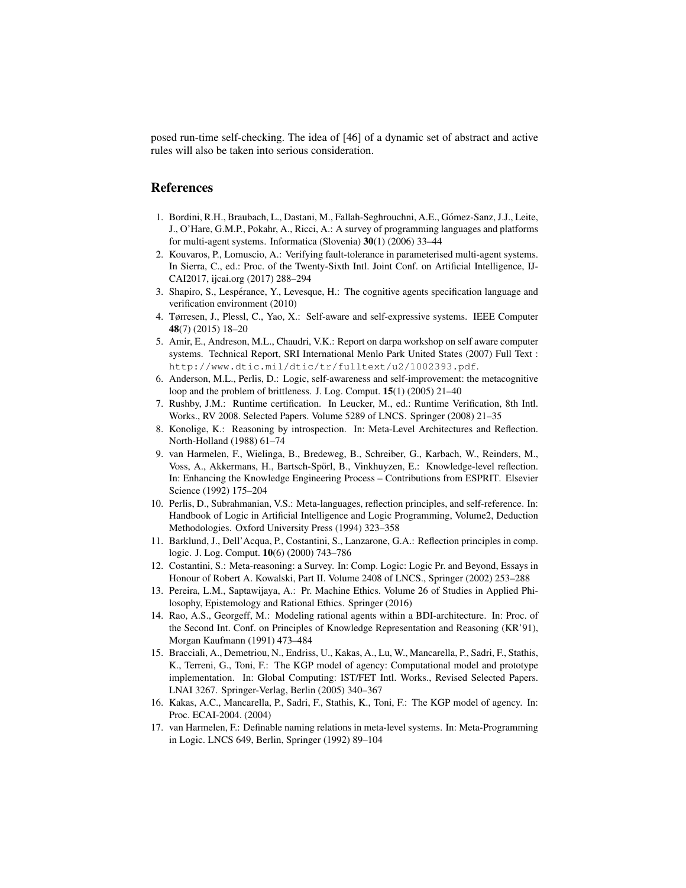posed run-time self-checking. The idea of [46] of a dynamic set of abstract and active rules will also be taken into serious consideration.

## References

1. Bordini, R.H., Braubach, L., Dastani, M., Fallah-Seghrouchni, A.E., Gómez-Sanz, J.J., Leite, J., O'Hare, G.M.P., Pokahr, A., Ricci, A.: A survey of programming languages and platforms for multi-agent systems. Informatica (Slovenia) **30**(1) (2006) 33–44
2. Kouvaros, P., Lomuscio, A.: Verifying fault-tolerance in parameterised multi-agent systems. In Sierra, C., ed.: Proc. of the Twenty-Sixth Intl. Joint Conf. on Artificial Intelligence, IJ-CAI2017, ijcai.org (2017) 288–294
3. Shapiro, S., Lespérance, Y., Levesque, H.: The cognitive agents specification language and verification environment (2010)
4. Tørresen, J., Plessl, C., Yao, X.: Self-aware and self-expressive systems. IEEE Computer **48**(7) (2015) 18–20
5. Amir, E., Andreson, M.L., Chaudri, V.K.: Report on darpa workshop on self aware computer systems. Technical Report, SRI International Menlo Park United States (2007) Full Text : http://www.dtic.mil/dtic/tr/fulltext/u2/1002393.pdf.
6. Anderson, M.L., Perlis, D.: Logic, self-awareness and self-improvement: the metacognitive loop and the problem of brittleness. J. Log. Comput. **15**(1) (2005) 21–40
7. Rushby, J.M.: Runtime certification. In Leucker, M., ed.: Runtime Verification, 8th Intl. Works., RV 2008. Selected Papers. Volume 5289 of LNCS. Springer (2008) 21–35
8. Konolige, K.: Reasoning by introspection. In: Meta-Level Architectures and Reflection. North-Holland (1988) 61–74
9. van Harmelen, F., Wielinga, B., Bredeweg, B., Schreiber, G., Karbach, W., Reinders, M., Voss, A., Akkermans, H., Bartsch-Spörl, B., Vinkhuyzen, E.: Knowledge-level reflection. In: Enhancing the Knowledge Engineering Process – Contributions from ESPRIT. Elsevier Science (1992) 175–204
10. Perlis, D., Subrahmanian, V.S.: Meta-languages, reflection principles, and self-reference. In: Handbook of Logic in Artificial Intelligence and Logic Programming, Volume2, Deduction Methodologies. Oxford University Press (1994) 323–358
11. Barklund, J., Dell'Acqua, P., Costantini, S., Lanzarone, G.A.: Reflection principles in comp. logic. J. Log. Comput. **10**(6) (2000) 743–786
12. Costantini, S.: Meta-reasoning: a Survey. In: Comp. Logic: Logic Pr. and Beyond, Essays in Honour of Robert A. Kowalski, Part II. Volume 2408 of LNCS., Springer (2002) 253–288
13. Pereira, L.M., Saptawijaya, A.: Pr. Machine Ethics. Volume 26 of Studies in Applied Philosophy, Epistemology and Rational Ethics. Springer (2016)
14. Rao, A.S., Georgeff, M.: Modeling rational agents within a BDI-architecture. In: Proc. of the Second Int. Conf. on Principles of Knowledge Representation and Reasoning (KR'91), Morgan Kaufmann (1991) 473–484
15. Bracciali, A., Demetriou, N., Endriss, U., Kakas, A., Lu, W., Mancarella, P., Sadri, F., Stathis, K., Terreni, G., Toni, F.: The KGP model of agency: Computational model and prototype implementation. In: Global Computing: IST/FET Intl. Works., Revised Selected Papers. LNAI 3267. Springer-Verlag, Berlin (2005) 340–367
16. Kakas, A.C., Mancarella, P., Sadri, F., Stathis, K., Toni, F.: The KGP model of agency. In: Proc. ECAI-2004. (2004)
17. van Harmelen, F.: Definable naming relations in meta-level systems. In: Meta-Programming in Logic. LNCS 649, Berlin, Springer (1992) 89–104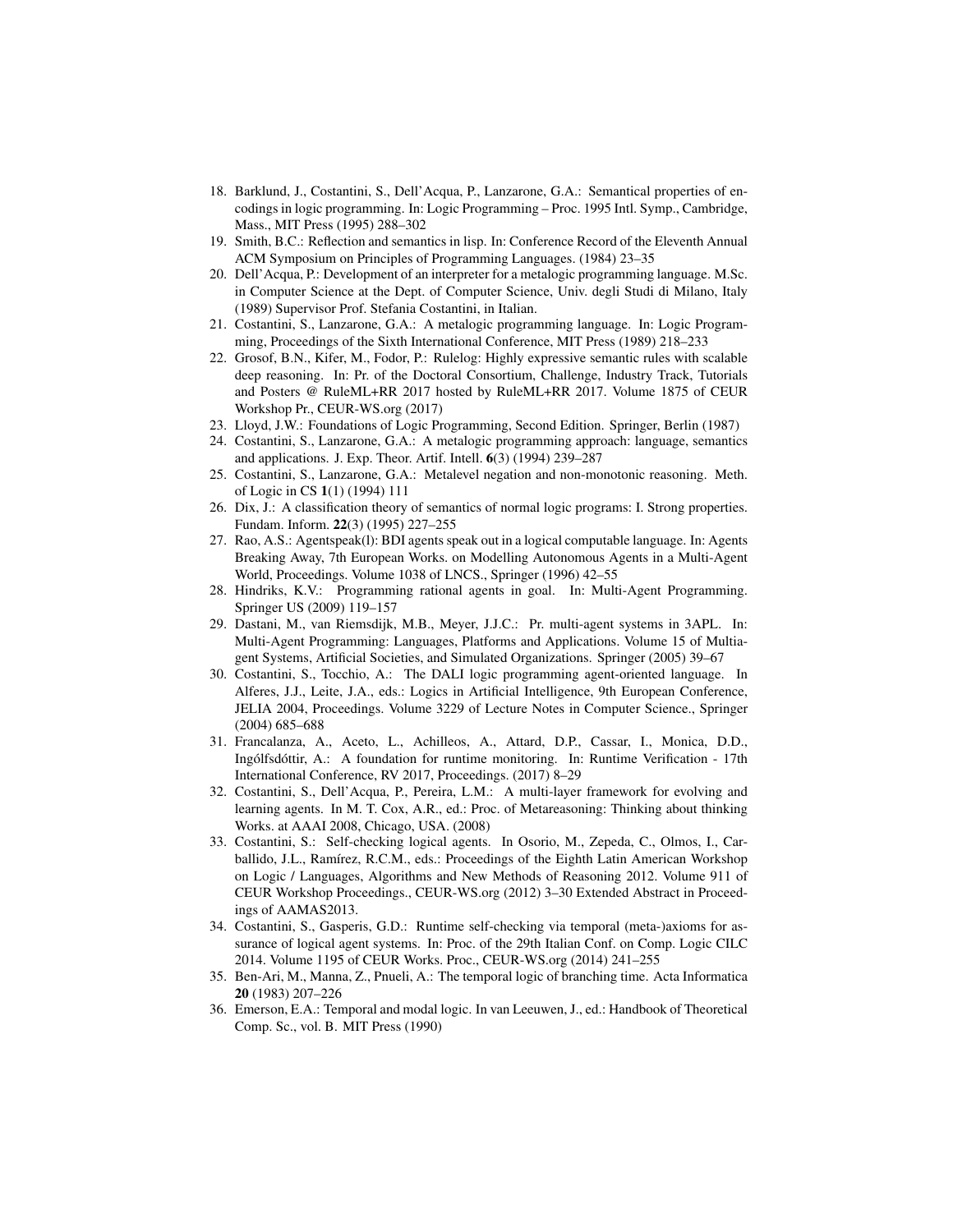18. Barklund, J., Costantini, S., Dell'Acqua, P., Lanzarone, G.A.: Semantical properties of encodings in logic programming. In: Logic Programming – Proc. 1995 Intl. Symp., Cambridge, Mass., MIT Press (1995) 288–302
19. Smith, B.C.: Reflection and semantics in lisp. In: Conference Record of the Eleventh Annual ACM Symposium on Principles of Programming Languages. (1984) 23–35
20. Dell'Acqua, P.: Development of an interpreter for a metalogic programming language. M.Sc. in Computer Science at the Dept. of Computer Science, Univ. degli Studi di Milano, Italy (1989) Supervisor Prof. Stefania Costantini, in Italian.
21. Costantini, S., Lanzarone, G.A.: A metalogic programming language. In: Logic Programming, Proceedings of the Sixth International Conference, MIT Press (1989) 218–233
22. Grosof, B.N., Kifer, M., Fodor, P.: Rulelog: Highly expressive semantic rules with scalable deep reasoning. In: Pr. of the Doctoral Consortium, Challenge, Industry Track, Tutorials and Posters @ RuleML+RR 2017 hosted by RuleML+RR 2017. Volume 1875 of CEUR Workshop Pr., CEUR-WS.org (2017)
23. Lloyd, J.W.: Foundations of Logic Programming, Second Edition. Springer, Berlin (1987)
24. Costantini, S., Lanzarone, G.A.: A metalogic programming approach: language, semantics and applications. J. Exp. Theor. Artif. Intell. **6**(3) (1994) 239–287
25. Costantini, S., Lanzarone, G.A.: Metalevel negation and non-monotonic reasoning. Meth. of Logic in CS **1**(1) (1994) 111
26. Dix, J.: A classification theory of semantics of normal logic programs: I. Strong properties. Fundam. Inform. **22**(3) (1995) 227–255
27. Rao, A.S.: Agentspeak(l): BDI agents speak out in a logical computable language. In: Agents Breaking Away, 7th European Works. on Modelling Autonomous Agents in a Multi-Agent World, Proceedings. Volume 1038 of LNCS., Springer (1996) 42–55
28. Hindriks, K.V.: Programming rational agents in goal. In: Multi-Agent Programming. Springer US (2009) 119–157
29. Dastani, M., van Riemsdijk, M.B., Meyer, J.J.C.: Pr. multi-agent systems in 3APL. In: Multi-Agent Programming: Languages, Platforms and Applications. Volume 15 of Multiagent Systems, Artificial Societies, and Simulated Organizations. Springer (2005) 39–67
30. Costantini, S., Tocchio, A.: The DALI logic programming agent-oriented language. In Alferes, J.J., Leite, J.A., eds.: Logics in Artificial Intelligence, 9th European Conference, JELIA 2004, Proceedings. Volume 3229 of Lecture Notes in Computer Science., Springer (2004) 685–688
31. Francalanza, A., Aceto, L., Achilleos, A., Attard, D.P., Cassar, I., Monica, D.D., Ingólfsdóttir, A.: A foundation for runtime monitoring. In: Runtime Verification - 17th International Conference, RV 2017, Proceedings. (2017) 8–29
32. Costantini, S., Dell'Acqua, P., Pereira, L.M.: A multi-layer framework for evolving and learning agents. In M. T. Cox, A.R., ed.: Proc. of Metareasoning: Thinking about thinking Works. at AAAI 2008, Chicago, USA. (2008)
33. Costantini, S.: Self-checking logical agents. In Osorio, M., Zepeda, C., Olmos, I., Carballido, J.L., Ramírez, R.C.M., eds.: Proceedings of the Eighth Latin American Workshop on Logic / Languages, Algorithms and New Methods of Reasoning 2012. Volume 911 of CEUR Workshop Proceedings., CEUR-WS.org (2012) 3–30 Extended Abstract in Proceedings of AAMAS2013.
34. Costantini, S., Gasperis, G.D.: Runtime self-checking via temporal (meta-)axioms for assurance of logical agent systems. In: Proc. of the 29th Italian Conf. on Comp. Logic CILC 2014. Volume 1195 of CEUR Works. Proc., CEUR-WS.org (2014) 241–255
35. Ben-Ari, M., Manna, Z., Pnueli, A.: The temporal logic of branching time. Acta Informatica **20** (1983) 207–226
36. Emerson, E.A.: Temporal and modal logic. In van Leeuwen, J., ed.: Handbook of Theoretical Comp. Sc., vol. B. MIT Press (1990)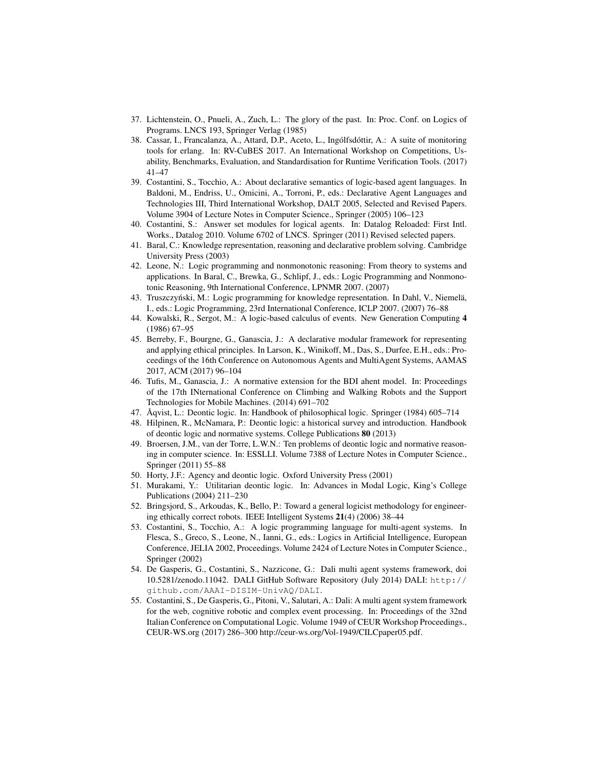37. Lichtenstein, O., Pnueli, A., Zuch, L.: The glory of the past. In: Proc. Conf. on Logics of Programs. LNCS 193, Springer Verlag (1985)
38. Cassar, I., Francalanza, A., Attard, D.P., Aceto, L., Ingólfsdóttir, A.: A suite of monitoring tools for erlang. In: RV-CuBES 2017. An International Workshop on Competitions, Usability, Benchmarks, Evaluation, and Standardisation for Runtime Verification Tools. (2017) 41–47
39. Costantini, S., Tocchio, A.: About declarative semantics of logic-based agent languages. In Baldoni, M., Endriss, U., Omicini, A., Torroni, P., eds.: Declarative Agent Languages and Technologies III, Third International Workshop, DALT 2005, Selected and Revised Papers. Volume 3904 of Lecture Notes in Computer Science., Springer (2005) 106–123
40. Costantini, S.: Answer set modules for logical agents. In: Datalog Reloaded: First Intl. Works., Datalog 2010. Volume 6702 of LNCS. Springer (2011) Revised selected papers.
41. Baral, C.: Knowledge representation, reasoning and declarative problem solving. Cambridge University Press (2003)
42. Leone, N.: Logic programming and nonmonotonic reasoning: From theory to systems and applications. In Baral, C., Brewka, G., Schlipf, J., eds.: Logic Programming and Nonmonotonic Reasoning, 9th International Conference, LPNMR 2007. (2007)
43. Truszczyński, M.: Logic programming for knowledge representation. In Dahl, V., Niemelä, I., eds.: Logic Programming, 23rd International Conference, ICLP 2007. (2007) 76–88
44. Kowalski, R., Sergot, M.: A logic-based calculus of events. New Generation Computing **4** (1986) 67–95
45. Berreby, F., Bourgne, G., Ganascia, J.: A declarative modular framework for representing and applying ethical principles. In Larson, K., Winikoff, M., Das, S., Durfee, E.H., eds.: Proceedings of the 16th Conference on Autonomous Agents and MultiAgent Systems, AAMAS 2017, ACM (2017) 96–104
46. Tufis, M., Ganascia, J.: A normative extension for the BDI ahent model. In: Proceedings of the 17th INternational Conference on Climbing and Walking Robots and the Support Technologies for Mobile Machines. (2014) 691–702
47. Åqvist, L.: Deontic logic. In: Handbook of philosophical logic. Springer (1984) 605–714
48. Hilpinen, R., McNamara, P.: Deontic logic: a historical survey and introduction. Handbook of deontic logic and normative systems. College Publications **80** (2013)
49. Broersen, J.M., van der Torre, L.W.N.: Ten problems of deontic logic and normative reasoning in computer science. In: ESSLLI. Volume 7388 of Lecture Notes in Computer Science., Springer (2011) 55–88
50. Horty, J.F.: Agency and deontic logic. Oxford University Press (2001)
51. Murakami, Y.: Utilitarian deontic logic. In: Advances in Modal Logic, King's College Publications (2004) 211–230
52. Bringsjord, S., Arkoudas, K., Bello, P.: Toward a general logicist methodology for engineering ethically correct robots. IEEE Intelligent Systems **21**(4) (2006) 38–44
53. Costantini, S., Tocchio, A.: A logic programming language for multi-agent systems. In Flesca, S., Greco, S., Leone, N., Ianni, G., eds.: Logics in Artificial Intelligence, European Conference, JELIA 2002, Proceedings. Volume 2424 of Lecture Notes in Computer Science., Springer (2002)
54. De Gasperis, G., Costantini, S., Nazzicone, G.: Dali multi agent systems framework, doi 10.5281/zenodo.11042. DALI GitHub Software Repository (July 2014) DALI: `http://github.com/AAAI-DISIM-UnivAQ/DALI`.
55. Costantini, S., De Gasperis, G., Pitoni, V., Salutari, A.: Dali: A multi agent system framework for the web, cognitive robotic and complex event processing. In: Proceedings of the 32nd Italian Conference on Computational Logic. Volume 1949 of CEUR Workshop Proceedings., CEUR-WS.org (2017) 286–300 http://ceur-ws.org/Vol-1949/CILCpaper05.pdf.